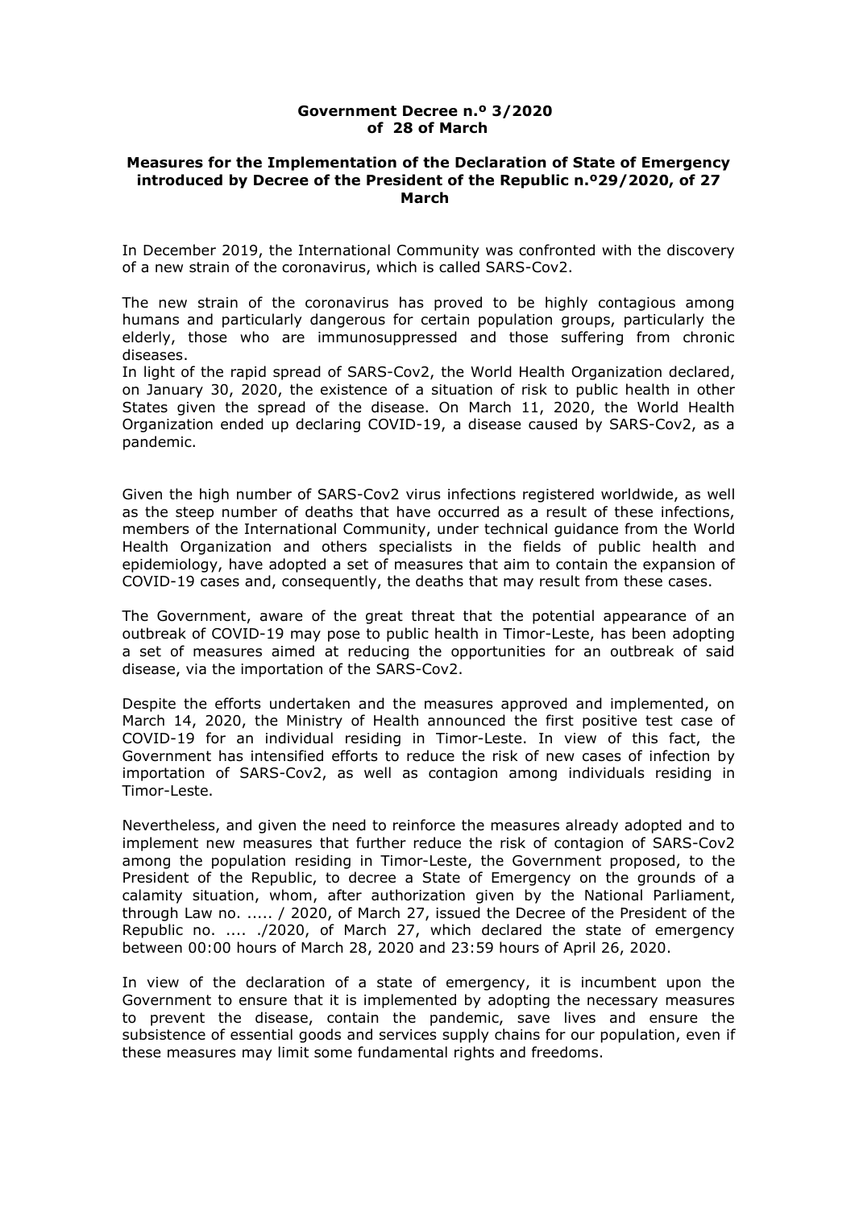**Government Decree n.º 3/2020**
**of 28 of March**

**Measures for the Implementation of the Declaration of State of Emergency introduced by Decree of the President of the Republic n.º29/2020, of 27 March**

In December 2019, the International Community was confronted with the discovery of a new strain of the coronavirus, which is called SARS-Cov2.

The new strain of the coronavirus has proved to be highly contagious among humans and particularly dangerous for certain population groups, particularly the elderly, those who are immunosuppressed and those suffering from chronic diseases.
In light of the rapid spread of SARS-Cov2, the World Health Organization declared, on January 30, 2020, the existence of a situation of risk to public health in other States given the spread of the disease. On March 11, 2020, the World Health Organization ended up declaring COVID-19, a disease caused by SARS-Cov2, as a pandemic.

Given the high number of SARS-Cov2 virus infections registered worldwide, as well as the steep number of deaths that have occurred as a result of these infections, members of the International Community, under technical guidance from the World Health Organization and others specialists in the fields of public health and epidemiology, have adopted a set of measures that aim to contain the expansion of COVID-19 cases and, consequently, the deaths that may result from these cases.

The Government, aware of the great threat that the potential appearance of an outbreak of COVID-19 may pose to public health in Timor-Leste, has been adopting a set of measures aimed at reducing the opportunities for an outbreak of said disease, via the importation of the SARS-Cov2.

Despite the efforts undertaken and the measures approved and implemented, on March 14, 2020, the Ministry of Health announced the first positive test case of COVID-19 for an individual residing in Timor-Leste. In view of this fact, the Government has intensified efforts to reduce the risk of new cases of infection by importation of SARS-Cov2, as well as contagion among individuals residing in Timor-Leste.

Nevertheless, and given the need to reinforce the measures already adopted and to implement new measures that further reduce the risk of contagion of SARS-Cov2 among the population residing in Timor-Leste, the Government proposed, to the President of the Republic, to decree a State of Emergency on the grounds of a calamity situation, whom, after authorization given by the National Parliament, through Law no. ..... / 2020, of March 27, issued the Decree of the President of the Republic no. .... ./2020, of March 27, which declared the state of emergency between 00:00 hours of March 28, 2020 and 23:59 hours of April 26, 2020.

In view of the declaration of a state of emergency, it is incumbent upon the Government to ensure that it is implemented by adopting the necessary measures to prevent the disease, contain the pandemic, save lives and ensure the subsistence of essential goods and services supply chains for our population, even if these measures may limit some fundamental rights and freedoms.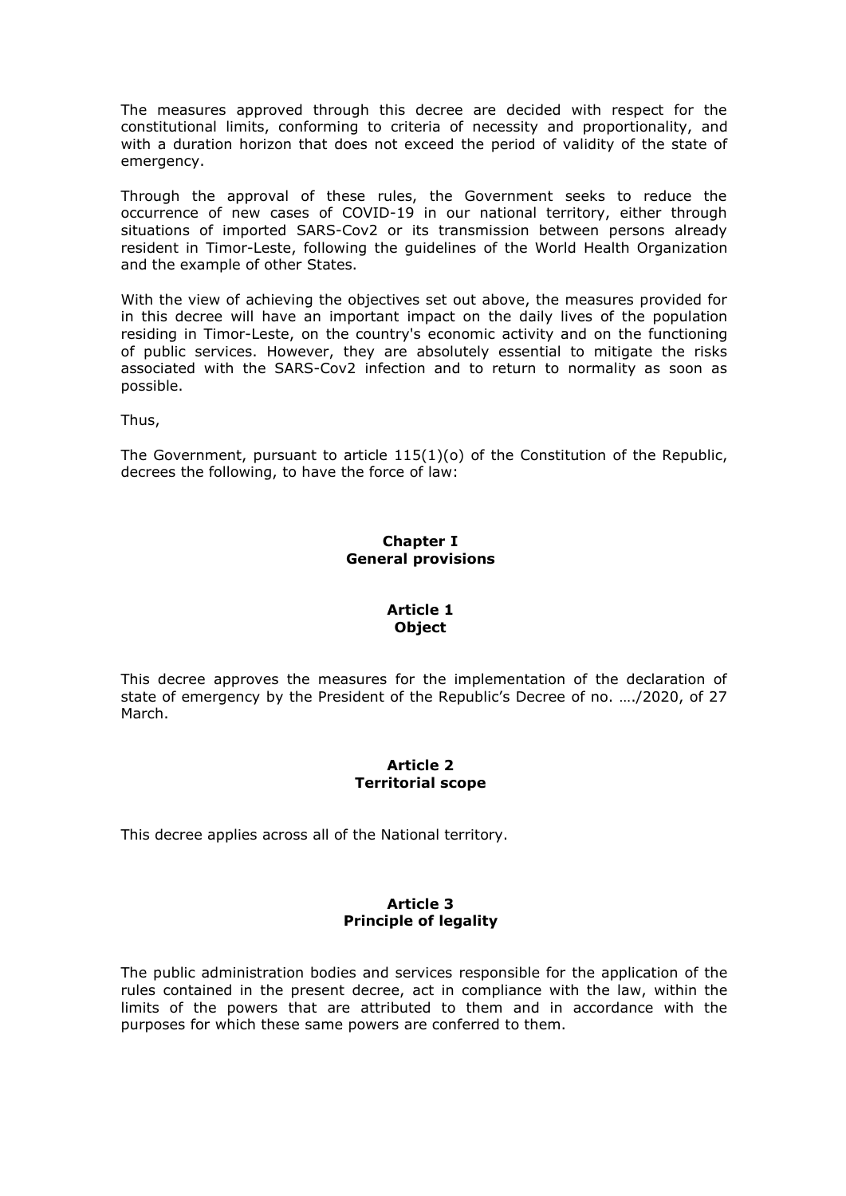The measures approved through this decree are decided with respect for the constitutional limits, conforming to criteria of necessity and proportionality, and with a duration horizon that does not exceed the period of validity of the state of emergency.

Through the approval of these rules, the Government seeks to reduce the occurrence of new cases of COVID-19 in our national territory, either through situations of imported SARS-Cov2 or its transmission between persons already resident in Timor-Leste, following the guidelines of the World Health Organization and the example of other States.

With the view of achieving the objectives set out above, the measures provided for in this decree will have an important impact on the daily lives of the population residing in Timor-Leste, on the country's economic activity and on the functioning of public services. However, they are absolutely essential to mitigate the risks associated with the SARS-Cov2 infection and to return to normality as soon as possible.

Thus,

The Government, pursuant to article 115(1)(o) of the Constitution of the Republic, decrees the following, to have the force of law:

## Chapter I
## General provisions

### Article 1
### Object

This decree approves the measures for the implementation of the declaration of state of emergency by the President of the Republic's Decree of no. …./2020, of 27 March.

### Article 2
### Territorial scope

This decree applies across all of the National territory.

### Article 3
### Principle of legality

The public administration bodies and services responsible for the application of the rules contained in the present decree, act in compliance with the law, within the limits of the powers that are attributed to them and in accordance with the purposes for which these same powers are conferred to them.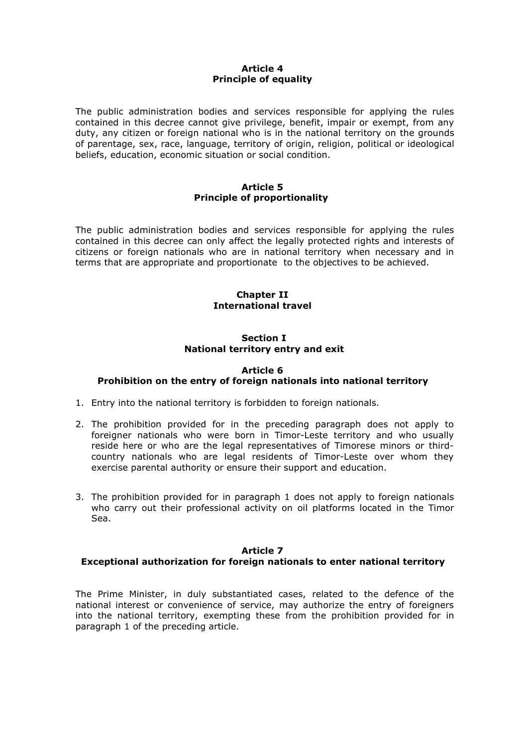### Article 4
### Principle of equality

The public administration bodies and services responsible for applying the rules contained in this decree cannot give privilege, benefit, impair or exempt, from any duty, any citizen or foreign national who is in the national territory on the grounds of parentage, sex, race, language, territory of origin, religion, political or ideological beliefs, education, economic situation or social condition.

### Article 5
### Principle of proportionality

The public administration bodies and services responsible for applying the rules contained in this decree can only affect the legally protected rights and interests of citizens or foreign nationals who are in national territory when necessary and in terms that are appropriate and proportionate to the objectives to be achieved.

## Chapter II
## International travel

### Section I
### National territory entry and exit

### Article 6
### Prohibition on the entry of foreign nationals into national territory

1. Entry into the national territory is forbidden to foreign nationals.
2. The prohibition provided for in the preceding paragraph does not apply to foreigner nationals who were born in Timor-Leste territory and who usually reside here or who are the legal representatives of Timorese minors or third-country nationals who are legal residents of Timor-Leste over whom they exercise parental authority or ensure their support and education.
3. The prohibition provided for in paragraph 1 does not apply to foreign nationals who carry out their professional activity on oil platforms located in the Timor Sea.

### Article 7
### Exceptional authorization for foreign nationals to enter national territory

The Prime Minister, in duly substantiated cases, related to the defence of the national interest or convenience of service, may authorize the entry of foreigners into the national territory, exempting these from the prohibition provided for in paragraph 1 of the preceding article.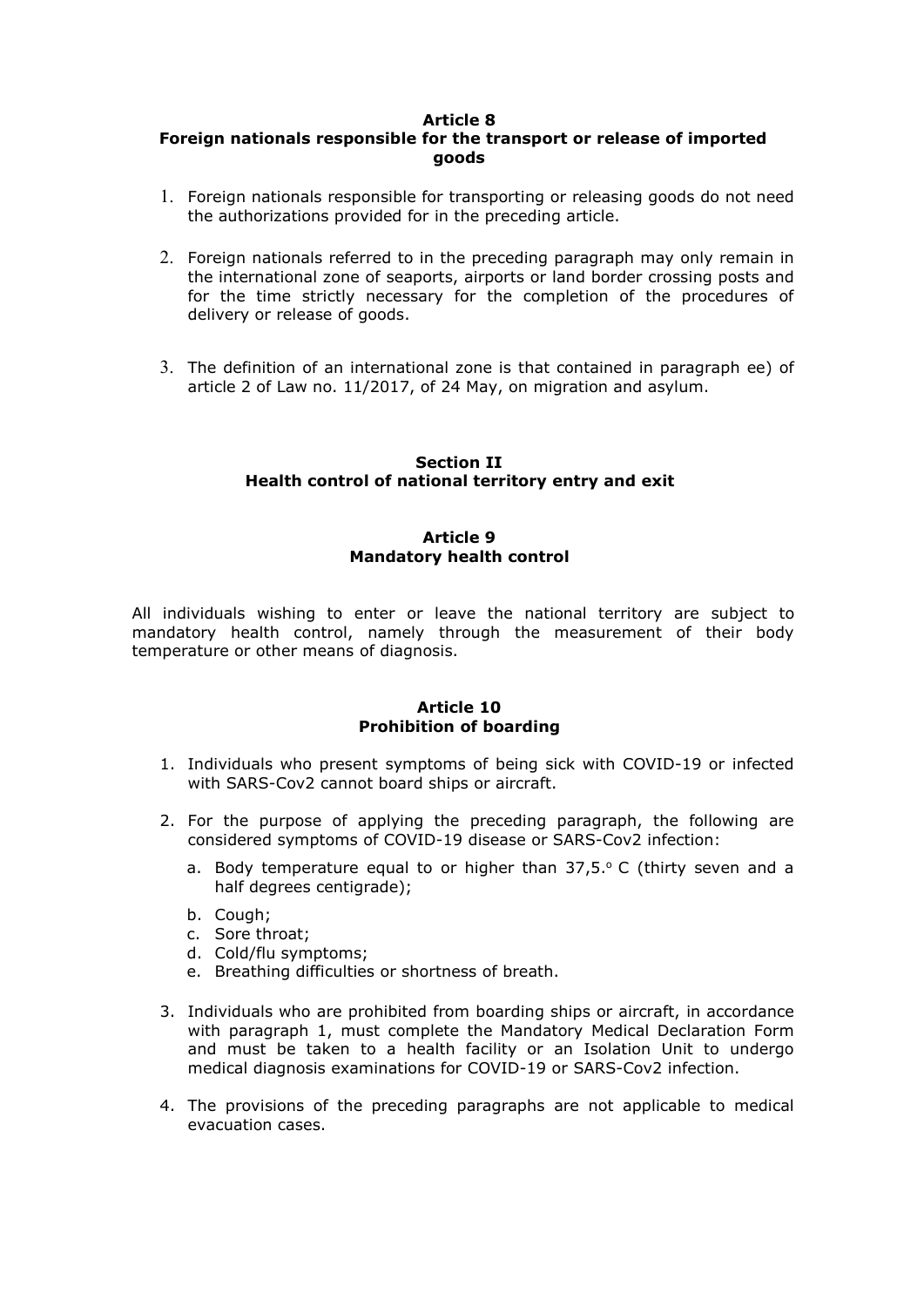## Article 8
## Foreign nationals responsible for the transport or release of imported goods

1. Foreign nationals responsible for transporting or releasing goods do not need the authorizations provided for in the preceding article.

2. Foreign nationals referred to in the preceding paragraph may only remain in the international zone of seaports, airports or land border crossing posts and for the time strictly necessary for the completion of the procedures of delivery or release of goods.

3. The definition of an international zone is that contained in paragraph ee) of article 2 of Law no. 11/2017, of 24 May, on migration and asylum.

## Section II
## Health control of national territory entry and exit

## Article 9
## Mandatory health control

All individuals wishing to enter or leave the national territory are subject to mandatory health control, namely through the measurement of their body temperature or other means of diagnosis.

## Article 10
## Prohibition of boarding

1. Individuals who present symptoms of being sick with COVID-19 or infected with SARS-Cov2 cannot board ships or aircraft.

2. For the purpose of applying the preceding paragraph, the following are considered symptoms of COVID-19 disease or SARS-Cov2 infection:

   a. Body temperature equal to or higher than 37,5.º C (thirty seven and a half degrees centigrade);
   b. Cough;
   c. Sore throat;
   d. Cold/flu symptoms;
   e. Breathing difficulties or shortness of breath.

3. Individuals who are prohibited from boarding ships or aircraft, in accordance with paragraph 1, must complete the Mandatory Medical Declaration Form and must be taken to a health facility or an Isolation Unit to undergo medical diagnosis examinations for COVID-19 or SARS-Cov2 infection.

4. The provisions of the preceding paragraphs are not applicable to medical evacuation cases.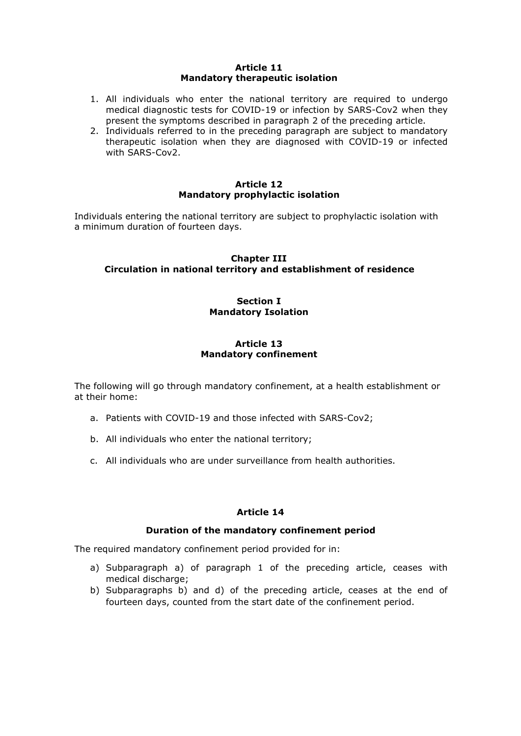### Article 11
### Mandatory therapeutic isolation

1. All individuals who enter the national territory are required to undergo medical diagnostic tests for COVID-19 or infection by SARS-Cov2 when they present the symptoms described in paragraph 2 of the preceding article.
2. Individuals referred to in the preceding paragraph are subject to mandatory therapeutic isolation when they are diagnosed with COVID-19 or infected with SARS-Cov2.

### Article 12
### Mandatory prophylactic isolation

Individuals entering the national territory are subject to prophylactic isolation with a minimum duration of fourteen days.

## Chapter III
## Circulation in national territory and establishment of residence

### Section I
### Mandatory Isolation

### Article 13
### Mandatory confinement

The following will go through mandatory confinement, at a health establishment or at their home:

a. Patients with COVID-19 and those infected with SARS-Cov2;

b. All individuals who enter the national territory;

c. All individuals who are under surveillance from health authorities.

### Article 14

### Duration of the mandatory confinement period

The required mandatory confinement period provided for in:

a) Subparagraph a) of paragraph 1 of the preceding article, ceases with medical discharge;
b) Subparagraphs b) and d) of the preceding article, ceases at the end of fourteen days, counted from the start date of the confinement period.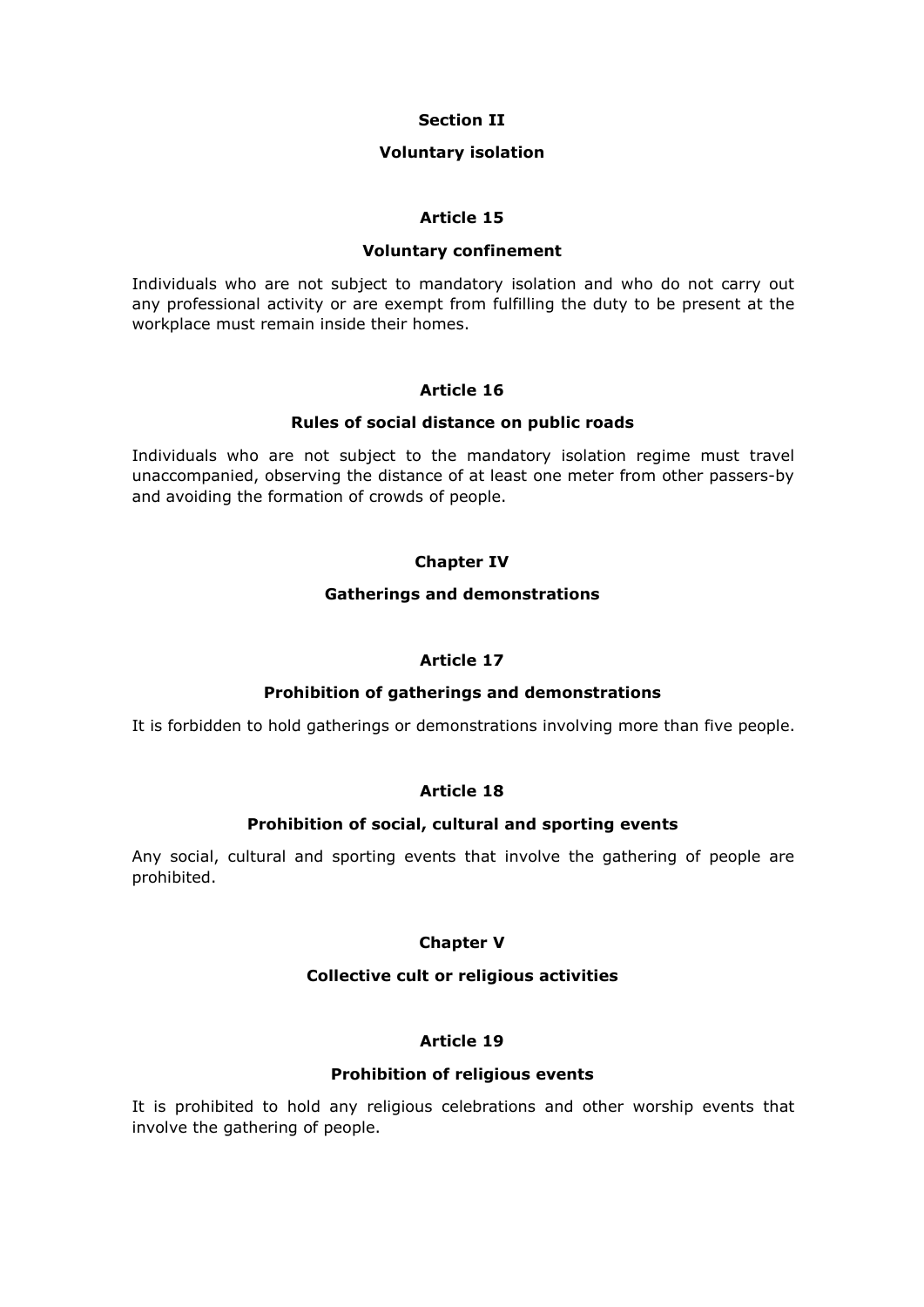## Section II

## Voluntary isolation

### Article 15

### Voluntary confinement

Individuals who are not subject to mandatory isolation and who do not carry out any professional activity or are exempt from fulfilling the duty to be present at the workplace must remain inside their homes.

### Article 16

### Rules of social distance on public roads

Individuals who are not subject to the mandatory isolation regime must travel unaccompanied, observing the distance of at least one meter from other passers-by and avoiding the formation of crowds of people.

## Chapter IV

## Gatherings and demonstrations

### Article 17

### Prohibition of gatherings and demonstrations

It is forbidden to hold gatherings or demonstrations involving more than five people.

### Article 18

### Prohibition of social, cultural and sporting events

Any social, cultural and sporting events that involve the gathering of people are prohibited.

## Chapter V

## Collective cult or religious activities

### Article 19

### Prohibition of religious events

It is prohibited to hold any religious celebrations and other worship events that involve the gathering of people.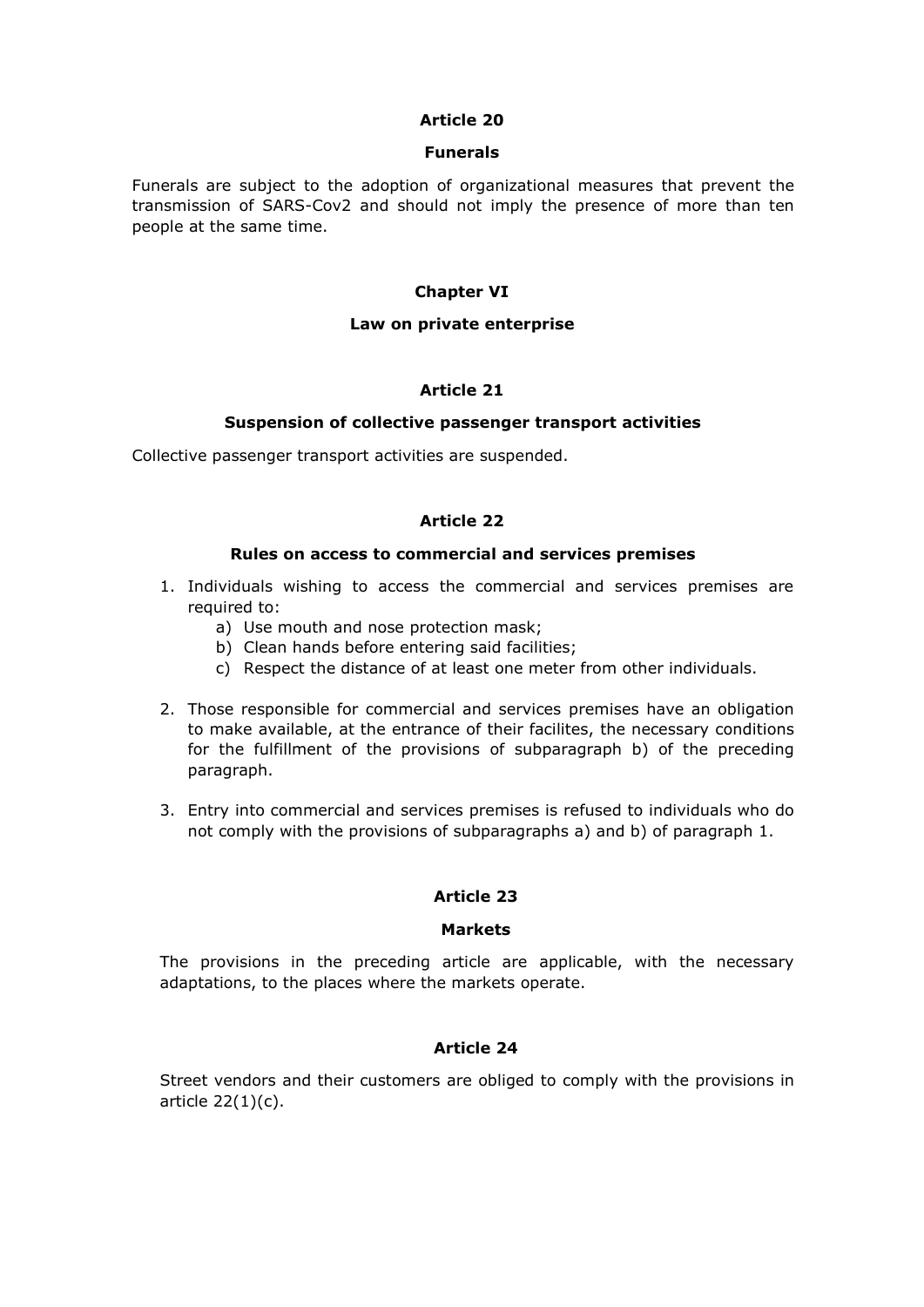### Article 20

### Funerals

Funerals are subject to the adoption of organizational measures that prevent the transmission of SARS-Cov2 and should not imply the presence of more than ten people at the same time.

## Chapter VI

## Law on private enterprise

### Article 21

### Suspension of collective passenger transport activities

Collective passenger transport activities are suspended.

### Article 22

### Rules on access to commercial and services premises

1. Individuals wishing to access the commercial and services premises are required to:
   a) Use mouth and nose protection mask;
   b) Clean hands before entering said facilities;
   c) Respect the distance of at least one meter from other individuals.

2. Those responsible for commercial and services premises have an obligation to make available, at the entrance of their facilites, the necessary conditions for the fulfillment of the provisions of subparagraph b) of the preceding paragraph.

3. Entry into commercial and services premises is refused to individuals who do not comply with the provisions of subparagraphs a) and b) of paragraph 1.

### Article 23

### Markets

The provisions in the preceding article are applicable, with the necessary adaptations, to the places where the markets operate.

### Article 24

Street vendors and their customers are obliged to comply with the provisions in article 22(1)(c).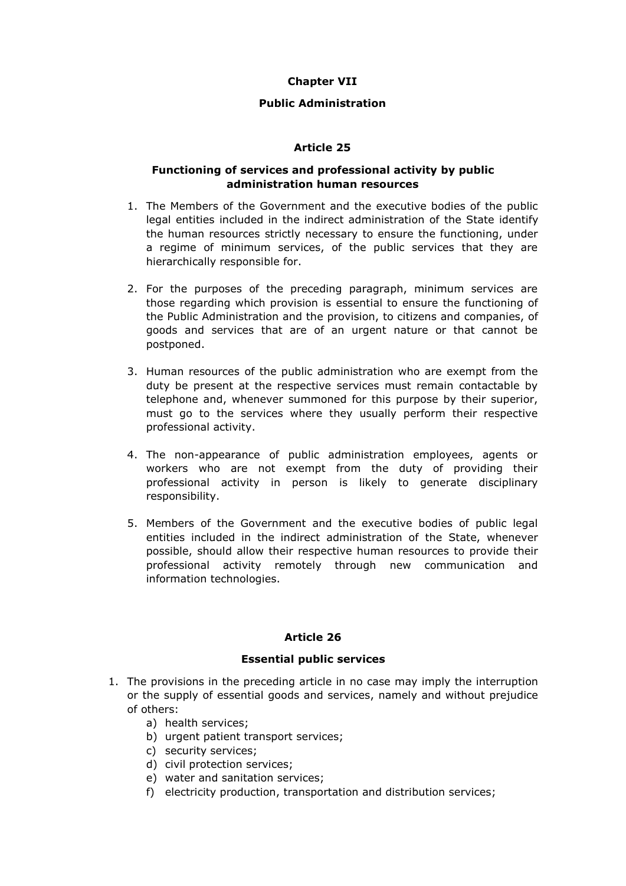## Chapter VII

## Public Administration

### Article 25

### Functioning of services and professional activity by public administration human resources

1. The Members of the Government and the executive bodies of the public legal entities included in the indirect administration of the State identify the human resources strictly necessary to ensure the functioning, under a regime of minimum services, of the public services that they are hierarchically responsible for.

2. For the purposes of the preceding paragraph, minimum services are those regarding which provision is essential to ensure the functioning of the Public Administration and the provision, to citizens and companies, of goods and services that are of an urgent nature or that cannot be postponed.

3. Human resources of the public administration who are exempt from the duty be present at the respective services must remain contactable by telephone and, whenever summoned for this purpose by their superior, must go to the services where they usually perform their respective professional activity.

4. The non-appearance of public administration employees, agents or workers who are not exempt from the duty of providing their professional activity in person is likely to generate disciplinary responsibility.

5. Members of the Government and the executive bodies of public legal entities included in the indirect administration of the State, whenever possible, should allow their respective human resources to provide their professional activity remotely through new communication and information technologies.

### Article 26

### Essential public services

1. The provisions in the preceding article in no case may imply the interruption or the supply of essential goods and services, namely and without prejudice of others:
   a) health services;
   b) urgent patient transport services;
   c) security services;
   d) civil protection services;
   e) water and sanitation services;
   f) electricity production, transportation and distribution services;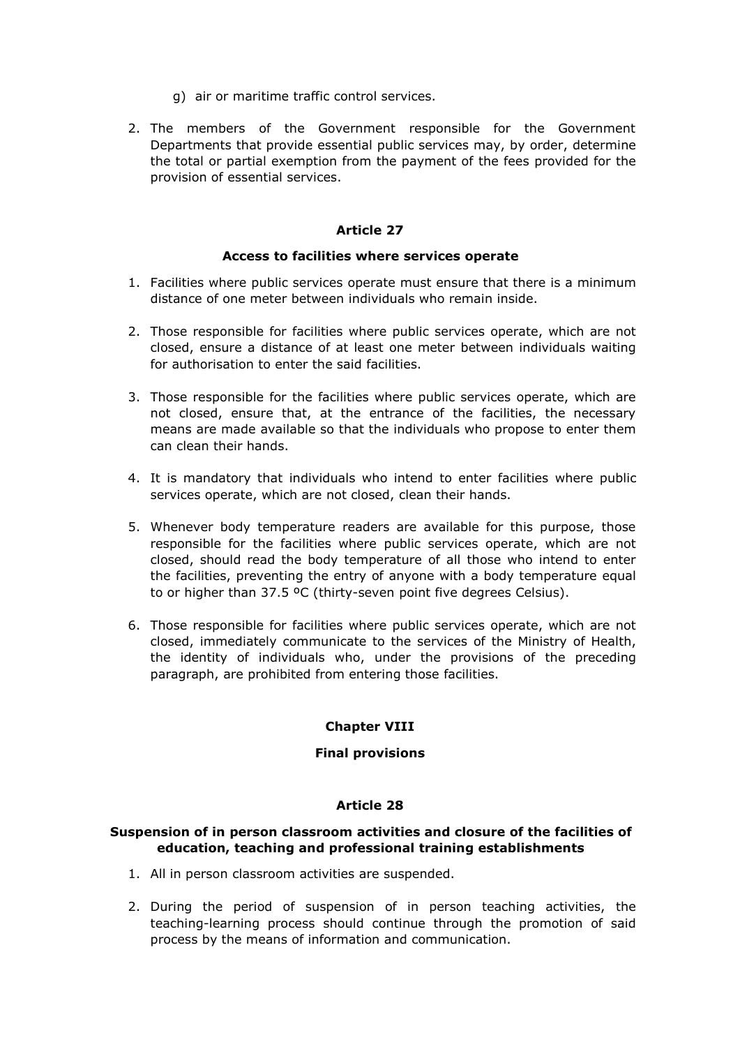g) air or maritime traffic control services.

2. The members of the Government responsible for the Government Departments that provide essential public services may, by order, determine the total or partial exemption from the payment of the fees provided for the provision of essential services.

### Article 27

### Access to facilities where services operate

1. Facilities where public services operate must ensure that there is a minimum distance of one meter between individuals who remain inside.

2. Those responsible for facilities where public services operate, which are not closed, ensure a distance of at least one meter between individuals waiting for authorisation to enter the said facilities.

3. Those responsible for the facilities where public services operate, which are not closed, ensure that, at the entrance of the facilities, the necessary means are made available so that the individuals who propose to enter them can clean their hands.

4. It is mandatory that individuals who intend to enter facilities where public services operate, which are not closed, clean their hands.

5. Whenever body temperature readers are available for this purpose, those responsible for the facilities where public services operate, which are not closed, should read the body temperature of all those who intend to enter the facilities, preventing the entry of anyone with a body temperature equal to or higher than 37.5 ºC (thirty-seven point five degrees Celsius).

6. Those responsible for facilities where public services operate, which are not closed, immediately communicate to the services of the Ministry of Health, the identity of individuals who, under the provisions of the preceding paragraph, are prohibited from entering those facilities.

## Chapter VIII

## Final provisions

### Article 28

### Suspension of in person classroom activities and closure of the facilities of education, teaching and professional training establishments

1. All in person classroom activities are suspended.

2. During the period of suspension of in person teaching activities, the teaching-learning process should continue through the promotion of said process by the means of information and communication.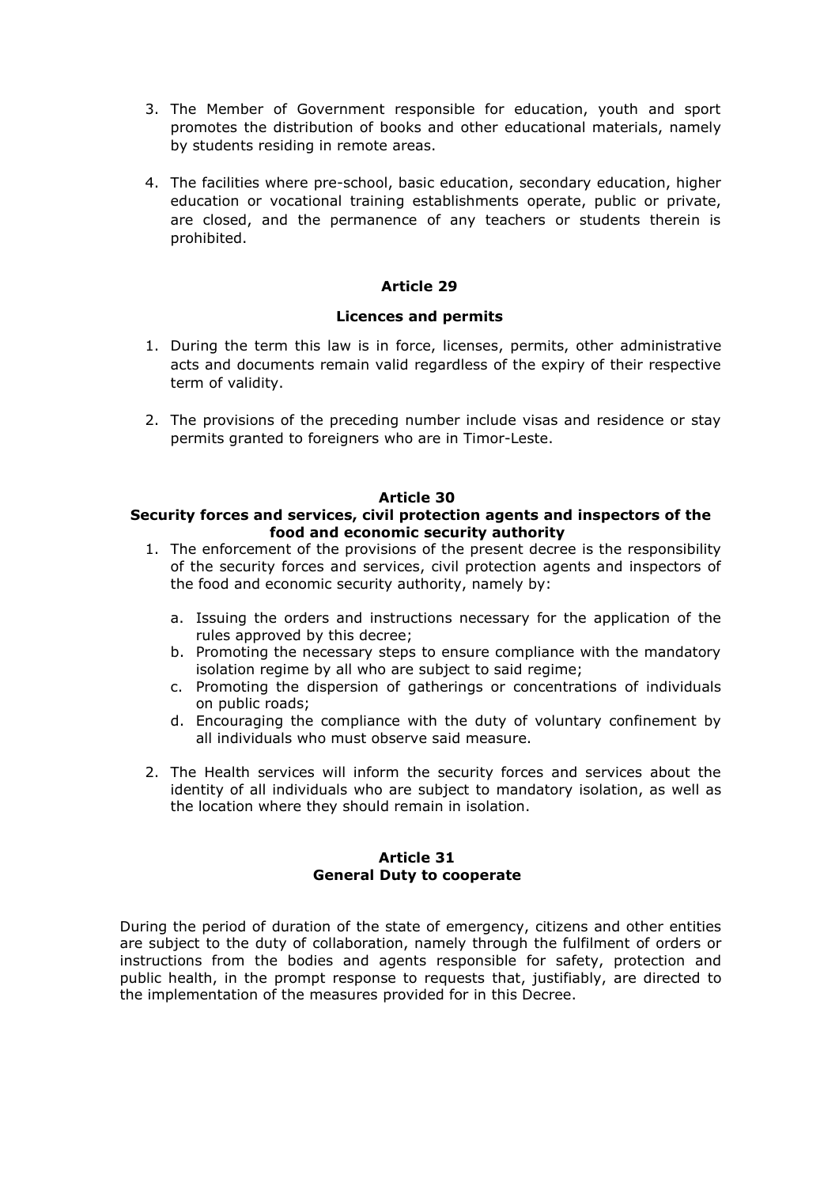3. The Member of Government responsible for education, youth and sport promotes the distribution of books and other educational materials, namely by students residing in remote areas.

4. The facilities where pre-school, basic education, secondary education, higher education or vocational training establishments operate, public or private, are closed, and the permanence of any teachers or students therein is prohibited.

## Article 29

### Licences and permits

1. During the term this law is in force, licenses, permits, other administrative acts and documents remain valid regardless of the expiry of their respective term of validity.

2. The provisions of the preceding number include visas and residence or stay permits granted to foreigners who are in Timor-Leste.

## Article 30

### Security forces and services, civil protection agents and inspectors of the food and economic security authority

1. The enforcement of the provisions of the present decree is the responsibility of the security forces and services, civil protection agents and inspectors of the food and economic security authority, namely by:

    a. Issuing the orders and instructions necessary for the application of the rules approved by this decree;
    b. Promoting the necessary steps to ensure compliance with the mandatory isolation regime by all who are subject to said regime;
    c. Promoting the dispersion of gatherings or concentrations of individuals on public roads;
    d. Encouraging the compliance with the duty of voluntary confinement by all individuals who must observe said measure.

2. The Health services will inform the security forces and services about the identity of all individuals who are subject to mandatory isolation, as well as the location where they should remain in isolation.

## Article 31

### General Duty to cooperate

During the period of duration of the state of emergency, citizens and other entities are subject to the duty of collaboration, namely through the fulfilment of orders or instructions from the bodies and agents responsible for safety, protection and public health, in the prompt response to requests that, justifiably, are directed to the implementation of the measures provided for in this Decree.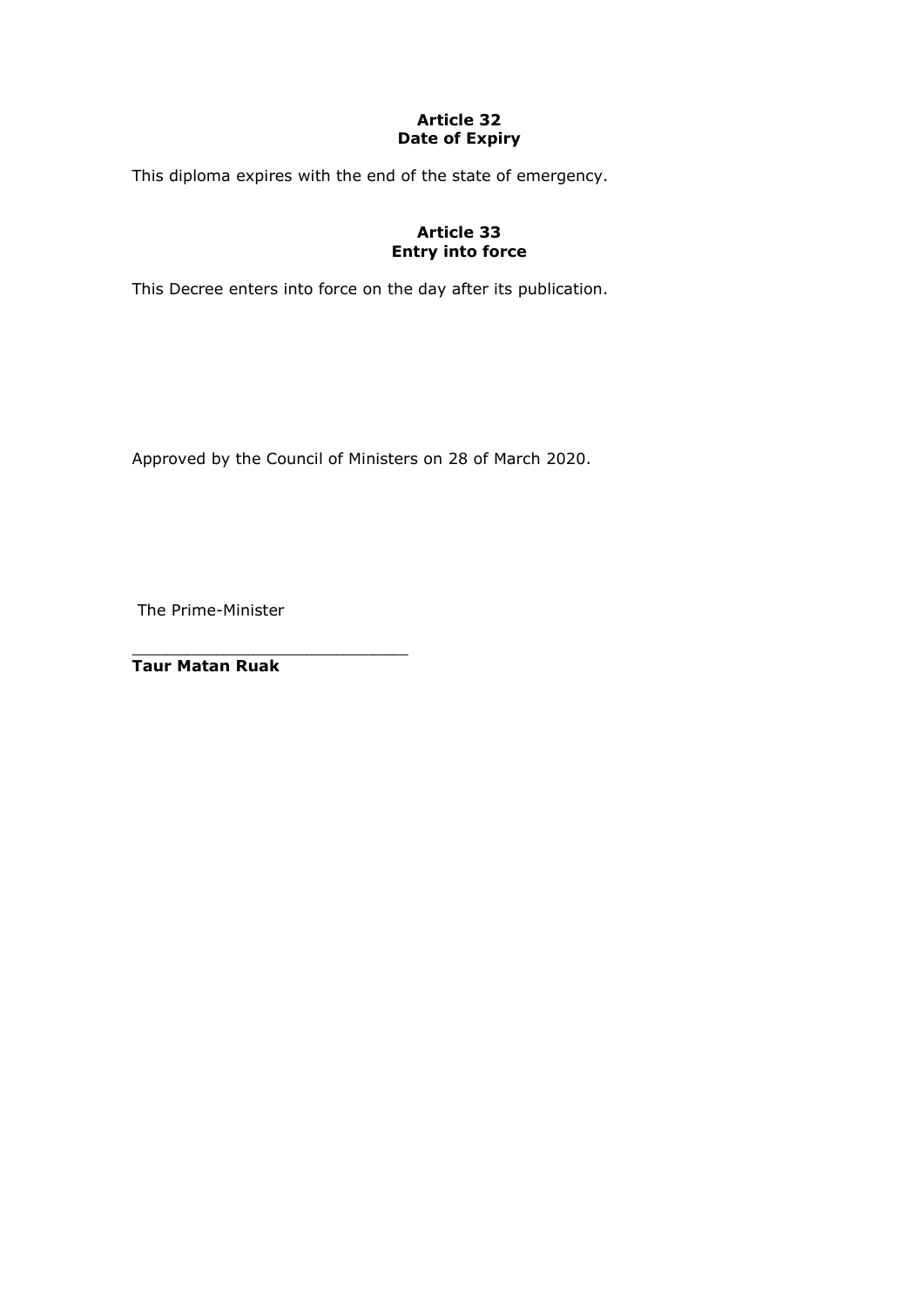### Article 32
### Date of Expiry

This diploma expires with the end of the state of emergency.

### Article 33
### Entry into force

This Decree enters into force on the day after its publication.

Approved by the Council of Ministers on 28 of March 2020.

The Prime-Minister

___________________________

**Taur Matan Ruak**